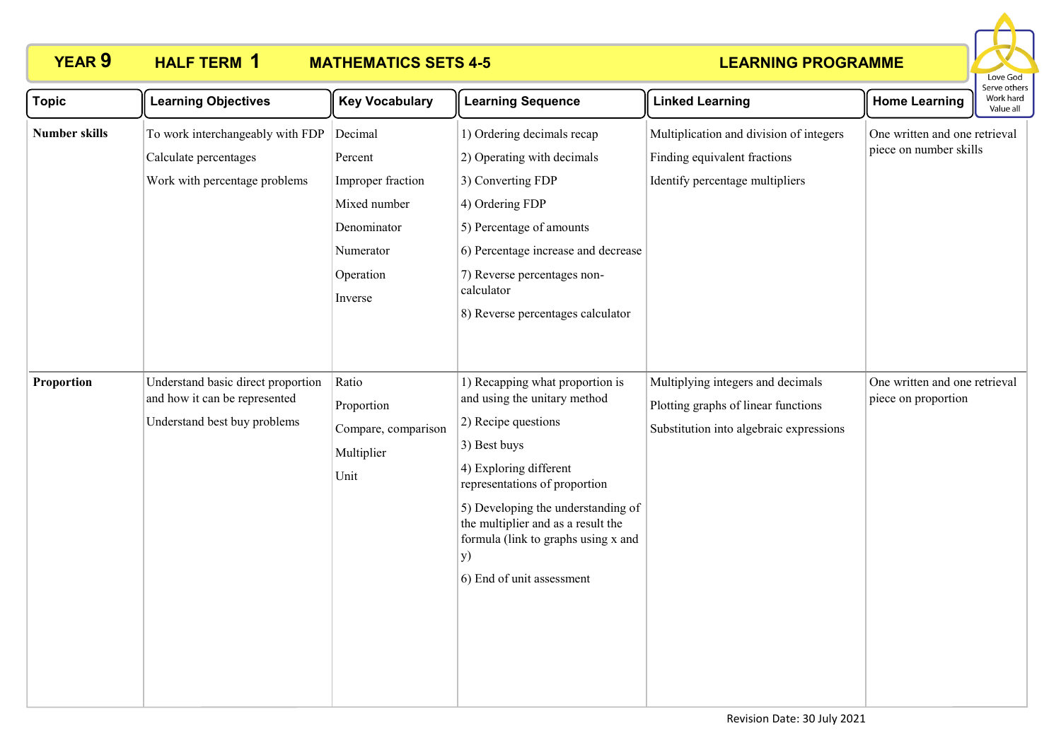# YEAR 9 HALF TERM 1 MATHEMATICS SETS 4-5 LEARNING PROGRAMME

Love God
Serve others
Work hard
Value all

| Topic | Learning Objectives | Key Vocabulary | Learning Sequence | Linked Learning | Home Learning |
|---|---|---|---|---|---|
| **Number skills** | To work interchangeably with FDP<br>Calculate percentages<br>Work with percentage problems | Decimal<br>Percent<br>Improper fraction<br>Mixed number<br>Denominator<br>Numerator<br>Operation<br>Inverse | 1) Ordering decimals recap<br>2) Operating with decimals<br>3) Converting FDP<br>4) Ordering FDP<br>5) Percentage of amounts<br>6) Percentage increase and decrease<br>7) Reverse percentages non-calculator<br>8) Reverse percentages calculator | Multiplication and division of integers<br>Finding equivalent fractions<br>Identify percentage multipliers | One written and one retrieval piece on number skills |
| **Proportion** | Understand basic direct proportion and how it can be represented<br>Understand best buy problems | Ratio<br>Proportion<br>Compare, comparison<br>Multiplier<br>Unit | 1) Recapping what proportion is and using the unitary method<br>2) Recipe questions<br>3) Best buys<br>4) Exploring different representations of proportion<br>5) Developing the understanding of the multiplier and as a result the formula (link to graphs using x and y)<br>6) End of unit assessment | Multiplying integers and decimals<br>Plotting graphs of linear functions<br>Substitution into algebraic expressions | One written and one retrieval piece on proportion |

Revision Date: 30 July 2021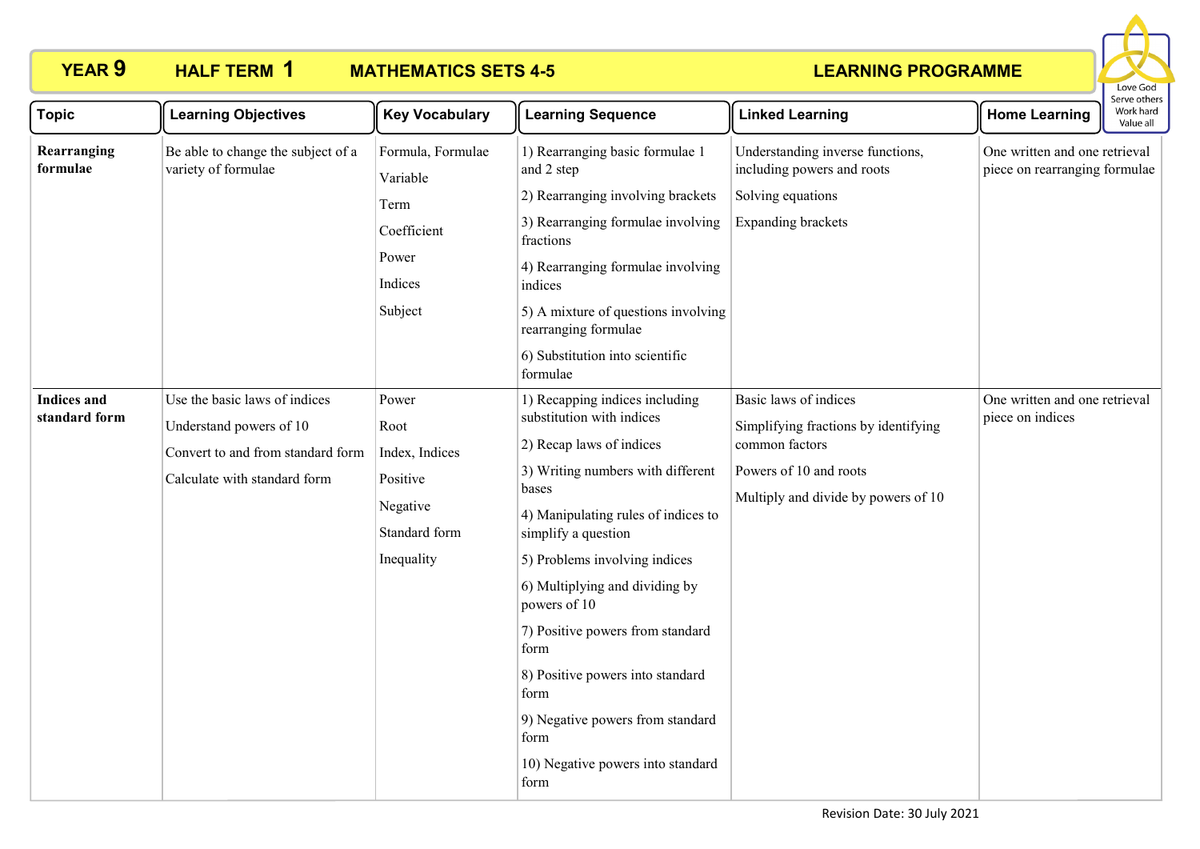**YEAR 9 HALF TERM 1 MATHEMATICS SETS 4-5 LEARNING PROGRAMME**

Love God
Serve others
Work hard
Value all

| Topic | Learning Objectives | Key Vocabulary | Learning Sequence | Linked Learning | Home Learning |
|---|---|---|---|---|---|
| **Rearranging formulae** | Be able to change the subject of a variety of formulae | Formula, Formulae<br>Variable<br>Term<br>Coefficient<br>Power<br>Indices<br>Subject | 1) Rearranging basic formulae 1 and 2 step<br>2) Rearranging involving brackets<br>3) Rearranging formulae involving fractions<br>4) Rearranging formulae involving indices<br>5) A mixture of questions involving rearranging formulae<br>6) Substitution into scientific formulae | Understanding inverse functions, including powers and roots<br>Solving equations<br>Expanding brackets | One written and one retrieval piece on rearranging formulae |
| **Indices and standard form** | Use the basic laws of indices<br>Understand powers of 10<br>Convert to and from standard form<br>Calculate with standard form | Power<br>Root<br>Index, Indices<br>Positive<br>Negative<br>Standard form<br>Inequality | 1) Recapping indices including substitution with indices<br>2) Recap laws of indices<br>3) Writing numbers with different bases<br>4) Manipulating rules of indices to simplify a question<br>5) Problems involving indices<br>6) Multiplying and dividing by powers of 10<br>7) Positive powers from standard form<br>8) Positive powers into standard form<br>9) Negative powers from standard form<br>10) Negative powers into standard form | Basic laws of indices<br>Simplifying fractions by identifying common factors<br>Powers of 10 and roots<br>Multiply and divide by powers of 10 | One written and one retrieval piece on indices |

Revision Date: 30 July 2021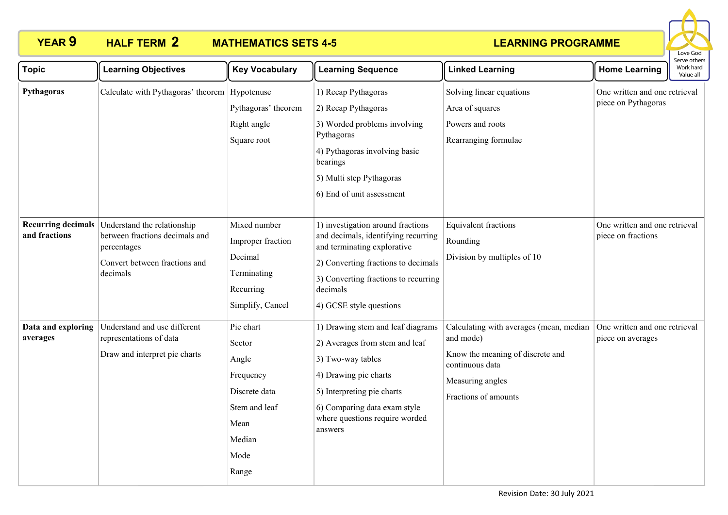# YEAR 9 HALF TERM 2 MATHEMATICS SETS 4-5 LEARNING PROGRAMME

Love God
Serve others
Work hard
Value all

| Topic | Learning Objectives | Key Vocabulary | Learning Sequence | Linked Learning | Home Learning |
|---|---|---|---|---|---|
| **Pythagoras** | Calculate with Pythagoras' theorem | Hypotenuse<br>Pythagoras' theorem<br>Right angle<br>Square root | 1) Recap Pythagoras<br>2) Recap Pythagoras<br>3) Worded problems involving Pythagoras<br>4) Pythagoras involving basic bearings<br>5) Multi step Pythagoras<br>6) End of unit assessment | Solving linear equations<br>Area of squares<br>Powers and roots<br>Rearranging formulae | One written and one retrieval piece on Pythagoras |
| **Recurring decimals and fractions** | Understand the relationship between fractions decimals and percentages<br>Convert between fractions and decimals | Mixed number<br>Improper fraction<br>Decimal<br>Terminating<br>Recurring<br>Simplify, Cancel | 1) investigation around fractions and decimals, identifying recurring and terminating explorative<br>2) Converting fractions to decimals<br>3) Converting fractions to recurring decimals<br>4) GCSE style questions | Equivalent fractions<br>Rounding<br>Division by multiples of 10 | One written and one retrieval piece on fractions |
| **Data and exploring averages** | Understand and use different representations of data<br>Draw and interpret pie charts | Pie chart<br>Sector<br>Angle<br>Frequency<br>Discrete data<br>Stem and leaf<br>Mean<br>Median<br>Mode<br>Range | 1) Drawing stem and leaf diagrams<br>2) Averages from stem and leaf<br>3) Two-way tables<br>4) Drawing pie charts<br>5) Interpreting pie charts<br>6) Comparing data exam style where questions require worded answers | Calculating with averages (mean, median and mode)<br>Know the meaning of discrete and continuous data<br>Measuring angles<br>Fractions of amounts | One written and one retrieval piece on averages |

Revision Date: 30 July 2021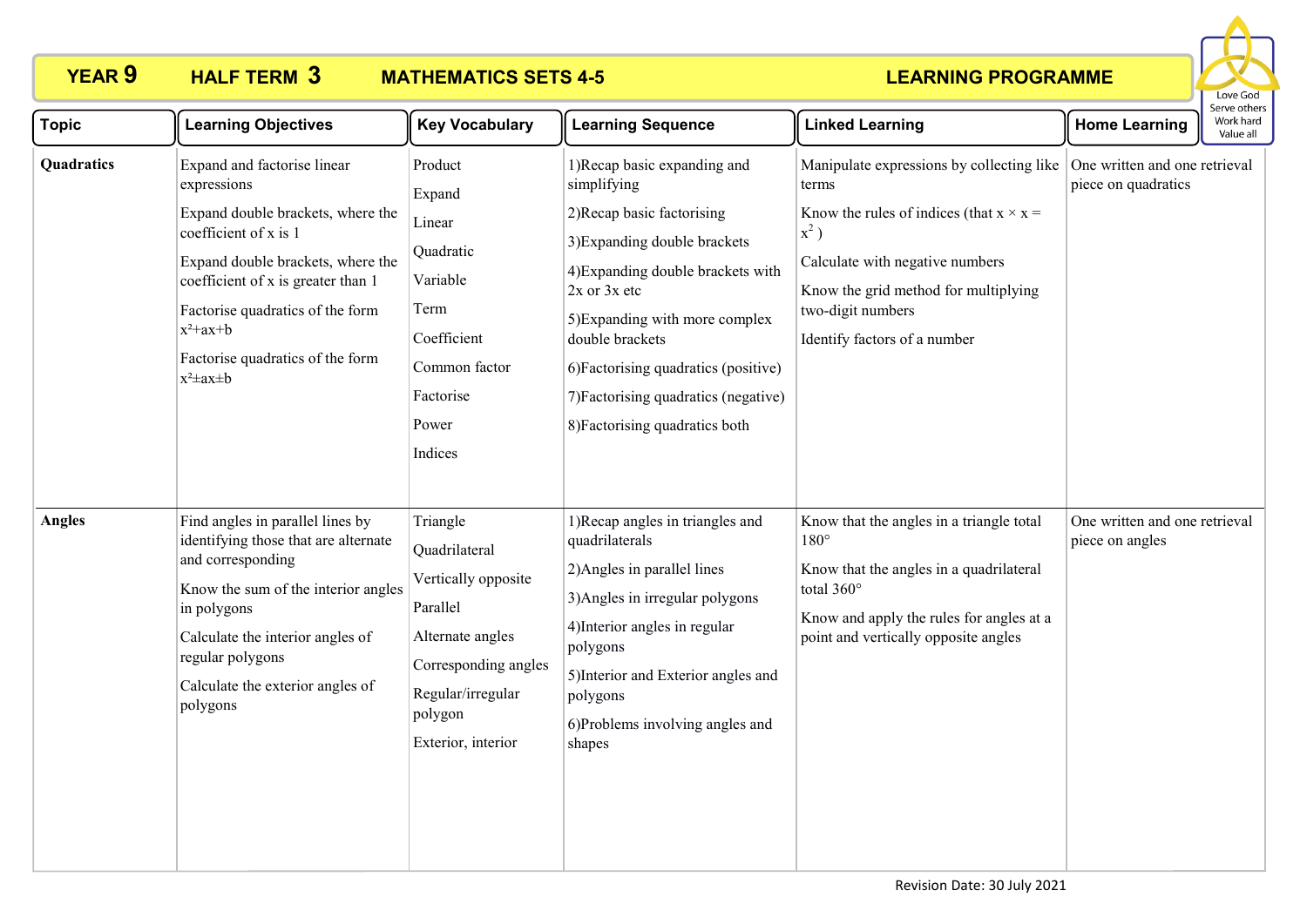# YEAR 9 HALF TERM 3 MATHEMATICS SETS 4-5 LEARNING PROGRAMME

Love God
Serve others
Work hard
Value all

| Topic | Learning Objectives | Key Vocabulary | Learning Sequence | Linked Learning | Home Learning |
|---|---|---|---|---|---|
| **Quadratics** | Expand and factorise linear expressions<br><br>Expand double brackets, where the coefficient of x is 1<br><br>Expand double brackets, where the coefficient of x is greater than 1<br><br>Factorise quadratics of the form $x^2+ax+b$<br><br>Factorise quadratics of the form $x^2 \pm ax \pm b$ | Product<br>Expand<br>Linear<br>Quadratic<br>Variable<br>Term<br>Coefficient<br>Common factor<br>Factorise<br>Power<br>Indices | 1)Recap basic expanding and simplifying<br>2)Recap basic factorising<br>3)Expanding double brackets<br>4)Expanding double brackets with 2x or 3x etc<br>5)Expanding with more complex double brackets<br>6)Factorising quadratics (positive)<br>7)Factorising quadratics (negative)<br>8)Factorising quadratics both | Manipulate expressions by collecting like terms<br><br>Know the rules of indices (that $x \times x = x^2$ )<br><br>Calculate with negative numbers<br><br>Know the grid method for multiplying two-digit numbers<br><br>Identify factors of a number | One written and one retrieval piece on quadratics |
| **Angles** | Find angles in parallel lines by identifying those that are alternate and corresponding<br><br>Know the sum of the interior angles in polygons<br><br>Calculate the interior angles of regular polygons<br><br>Calculate the exterior angles of polygons | Triangle<br>Quadrilateral<br>Vertically opposite<br>Parallel<br>Alternate angles<br>Corresponding angles<br>Regular/irregular polygon<br>Exterior, interior | 1)Recap angles in triangles and quadrilaterals<br>2)Angles in parallel lines<br>3)Angles in irregular polygons<br>4)Interior angles in regular polygons<br>5)Interior and Exterior angles and polygons<br>6)Problems involving angles and shapes | Know that the angles in a triangle total 180°<br><br>Know that the angles in a quadrilateral total 360°<br><br>Know and apply the rules for angles at a point and vertically opposite angles | One written and one retrieval piece on angles |

Revision Date: 30 July 2021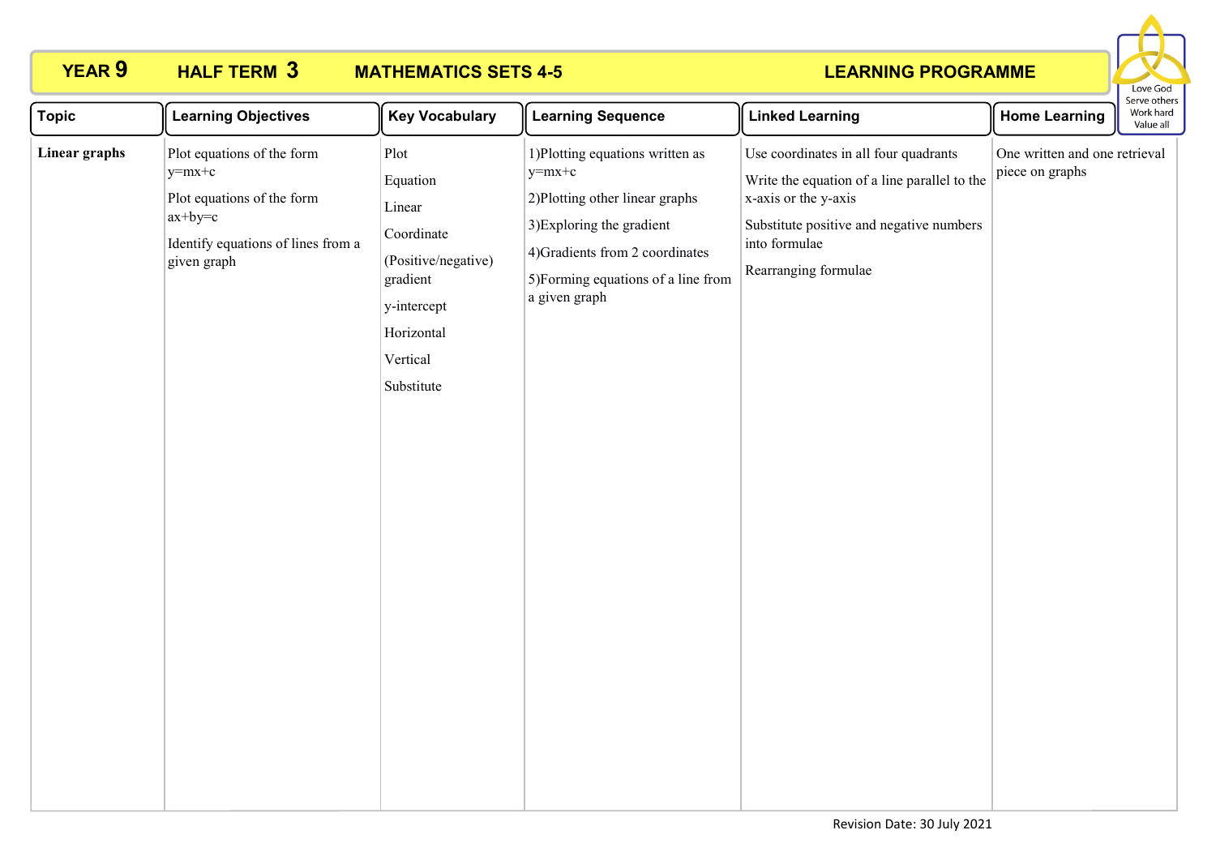**YEAR 9 HALF TERM 3 MATHEMATICS SETS 4-5 LEARNING PROGRAMME**

Love God
Serve others
Work hard
Value all

| Topic | Learning Objectives | Key Vocabulary | Learning Sequence | Linked Learning | Home Learning |
|---|---|---|---|---|---|
| **Linear graphs** | Plot equations of the form $y=mx+c$<br><br>Plot equations of the form $ax+by=c$<br><br>Identify equations of lines from a given graph | Plot<br><br>Equation<br><br>Linear<br><br>Coordinate<br><br>(Positive/negative) gradient<br><br>y-intercept<br><br>Horizontal<br><br>Vertical<br><br>Substitute | 1)Plotting equations written as $y=mx+c$<br><br>2)Plotting other linear graphs<br><br>3)Exploring the gradient<br><br>4)Gradients from 2 coordinates<br><br>5)Forming equations of a line from a given graph | Use coordinates in all four quadrants<br><br>Write the equation of a line parallel to the x-axis or the y-axis<br><br>Substitute positive and negative numbers into formulae<br><br>Rearranging formulae | One written and one retrieval piece on graphs |

Revision Date: 30 July 2021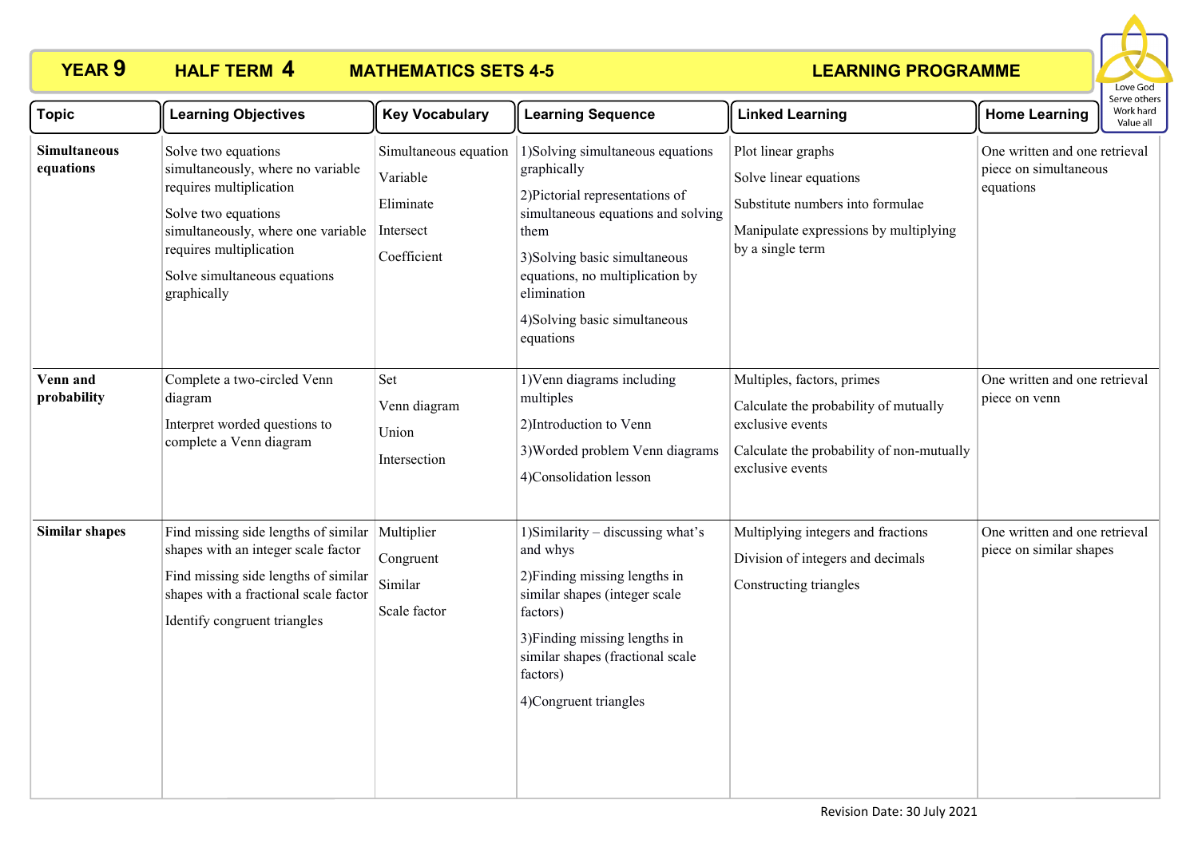# YEAR 9 HALF TERM 4 MATHEMATICS SETS 4-5 LEARNING PROGRAMME

Love God
Serve others
Work hard
Value all

| Topic | Learning Objectives | Key Vocabulary | Learning Sequence | Linked Learning | Home Learning |
|---|---|---|---|---|---|
| **Simultaneous equations** | Solve two equations simultaneously, where no variable requires multiplication<br><br>Solve two equations simultaneously, where one variable requires multiplication<br><br>Solve simultaneous equations graphically | Simultaneous equation<br><br>Variable<br><br>Eliminate<br><br>Intersect<br><br>Coefficient | 1)Solving simultaneous equations graphically<br><br>2)Pictorial representations of simultaneous equations and solving them<br><br>3)Solving basic simultaneous equations, no multiplication by elimination<br><br>4)Solving basic simultaneous equations | Plot linear graphs<br><br>Solve linear equations<br><br>Substitute numbers into formulae<br><br>Manipulate expressions by multiplying by a single term | One written and one retrieval piece on simultaneous equations |
| **Venn and probability** | Complete a two-circled Venn diagram<br><br>Interpret worded questions to complete a Venn diagram | Set<br><br>Venn diagram<br><br>Union<br><br>Intersection | 1)Venn diagrams including multiples<br><br>2)Introduction to Venn<br><br>3)Worded problem Venn diagrams<br><br>4)Consolidation lesson | Multiples, factors, primes<br><br>Calculate the probability of mutually exclusive events<br><br>Calculate the probability of non-mutually exclusive events | One written and one retrieval piece on venn |
| **Similar shapes** | Find missing side lengths of similar shapes with an integer scale factor<br><br>Find missing side lengths of similar shapes with a fractional scale factor<br><br>Identify congruent triangles | Multiplier<br><br>Congruent<br><br>Similar<br><br>Scale factor | 1)Similarity – discussing what's and whys<br><br>2)Finding missing lengths in similar shapes (integer scale factors)<br><br>3)Finding missing lengths in similar shapes (fractional scale factors)<br><br>4)Congruent triangles | Multiplying integers and fractions<br><br>Division of integers and decimals<br><br>Constructing triangles | One written and one retrieval piece on similar shapes |

Revision Date: 30 July 2021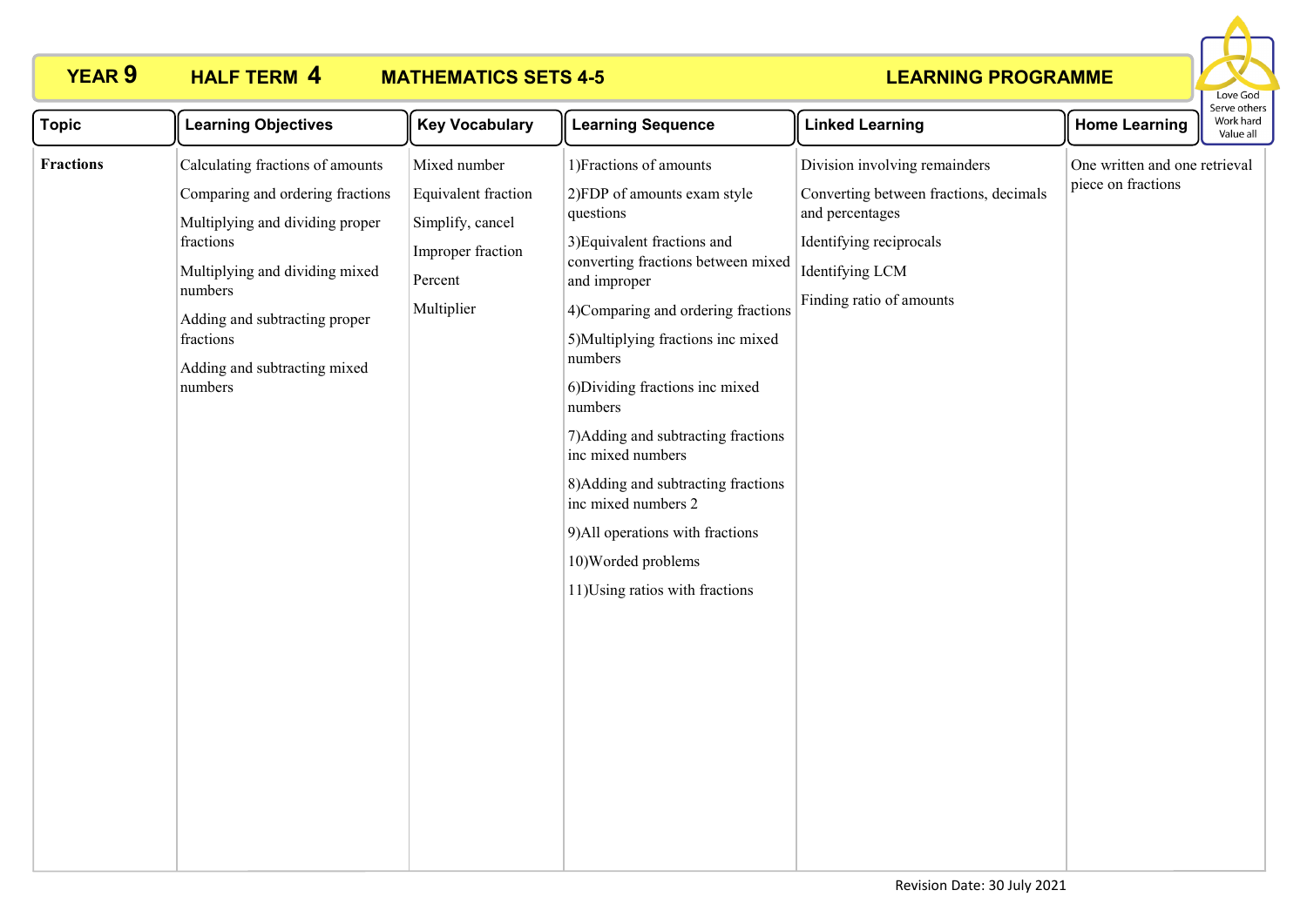# YEAR 9 HALF TERM 4 MATHEMATICS SETS 4-5 LEARNING PROGRAMME

| Topic | Learning Objectives | Key Vocabulary | Learning Sequence | Linked Learning | Home Learning |
|---|---|---|---|---|---|
| **Fractions** | Calculating fractions of amounts<br>Comparing and ordering fractions<br>Multiplying and dividing proper fractions<br>Multiplying and dividing mixed numbers<br>Adding and subtracting proper fractions<br>Adding and subtracting mixed numbers | Mixed number<br>Equivalent fraction<br>Simplify, cancel<br>Improper fraction<br>Percent<br>Multiplier | 1)Fractions of amounts<br>2)FDP of amounts exam style questions<br>3)Equivalent fractions and converting fractions between mixed and improper<br>4)Comparing and ordering fractions<br>5)Multiplying fractions inc mixed numbers<br>6)Dividing fractions inc mixed numbers<br>7)Adding and subtracting fractions inc mixed numbers<br>8)Adding and subtracting fractions inc mixed numbers 2<br>9)All operations with fractions<br>10)Worded problems<br>11)Using ratios with fractions | Division involving remainders<br>Converting between fractions, decimals and percentages<br>Identifying reciprocals<br>Identifying LCM<br>Finding ratio of amounts | One written and one retrieval piece on fractions |

Revision Date: 30 July 2021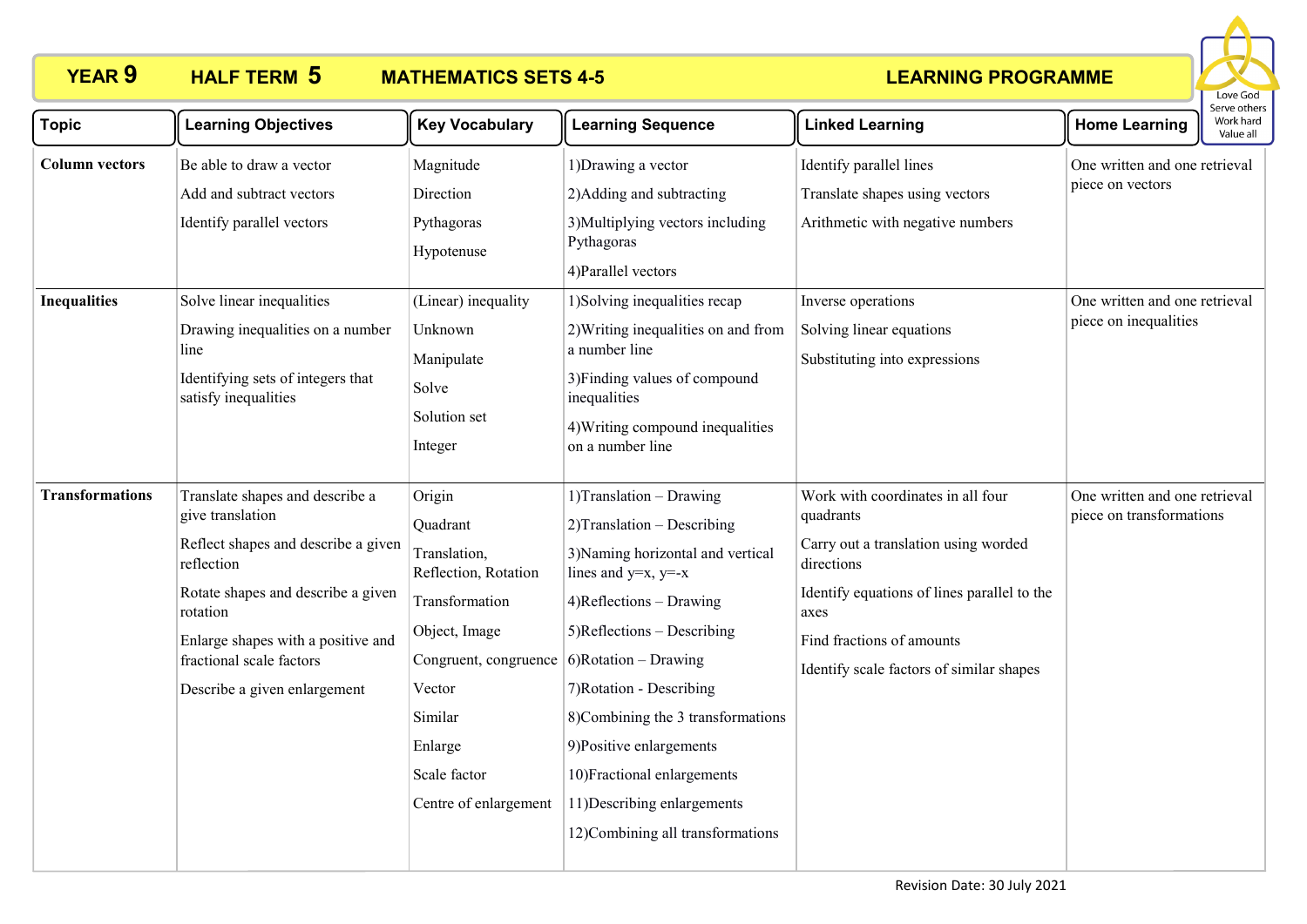# YEAR 9 HALF TERM 5 MATHEMATICS SETS 4-5 LEARNING PROGRAMME

| Topic | Learning Objectives | Key Vocabulary | Learning Sequence | Linked Learning | Home Learning |
|---|---|---|---|---|---|
| **Column vectors** | Be able to draw a vector<br>Add and subtract vectors<br>Identify parallel vectors | Magnitude<br>Direction<br>Pythagoras<br>Hypotenuse | 1)Drawing a vector<br>2)Adding and subtracting<br>3)Multiplying vectors including Pythagoras<br>4)Parallel vectors | Identify parallel lines<br>Translate shapes using vectors<br>Arithmetic with negative numbers | One written and one retrieval piece on vectors |
| **Inequalities** | Solve linear inequalities<br>Drawing inequalities on a number line<br>Identifying sets of integers that satisfy inequalities | (Linear) inequality<br>Unknown<br>Manipulate<br>Solve<br>Solution set<br>Integer | 1)Solving inequalities recap<br>2)Writing inequalities on and from a number line<br>3)Finding values of compound inequalities<br>4)Writing compound inequalities on a number line | Inverse operations<br>Solving linear equations<br>Substituting into expressions | One written and one retrieval piece on inequalities |
| **Transformations** | Translate shapes and describe a give translation<br>Reflect shapes and describe a given reflection<br>Rotate shapes and describe a given rotation<br>Enlarge shapes with a positive and fractional scale factors<br>Describe a given enlargement | Origin<br>Quadrant<br>Translation, Reflection, Rotation<br>Transformation<br>Object, Image<br>Congruent, congruence<br>Vector<br>Similar<br>Enlarge<br>Scale factor<br>Centre of enlargement | 1)Translation – Drawing<br>2)Translation – Describing<br>3)Naming horizontal and vertical lines and y=x, y=-x<br>4)Reflections – Drawing<br>5)Reflections – Describing<br>6)Rotation – Drawing<br>7)Rotation - Describing<br>8)Combining the 3 transformations<br>9)Positive enlargements<br>10)Fractional enlargements<br>11)Describing enlargements<br>12)Combining all transformations | Work with coordinates in all four quadrants<br>Carry out a translation using worded directions<br>Identify equations of lines parallel to the axes<br>Find fractions of amounts<br>Identify scale factors of similar shapes | One written and one retrieval piece on transformations |

Revision Date: 30 July 2021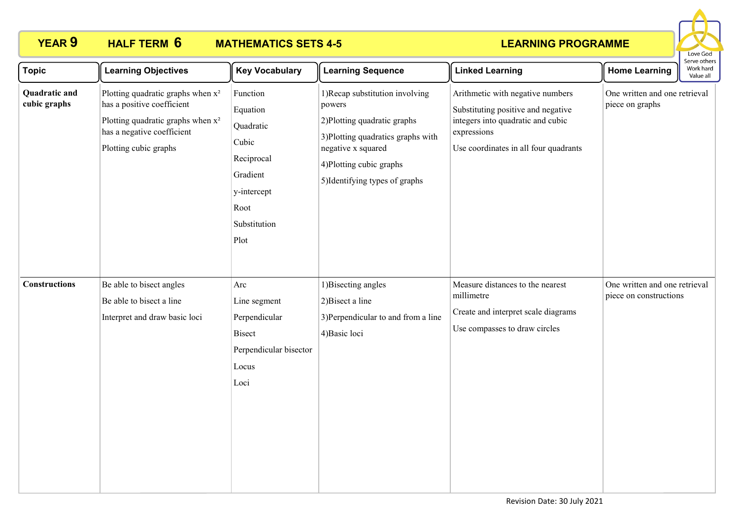# YEAR 9 HALF TERM 6 MATHEMATICS SETS 4-5 LEARNING PROGRAMME

Love God
Serve others
Work hard
Value all

| Topic | Learning Objectives | Key Vocabulary | Learning Sequence | Linked Learning | Home Learning |
|---|---|---|---|---|---|
| **Quadratic and cubic graphs** | Plotting quadratic graphs when $x^2$ has a positive coefficient<br>Plotting quadratic graphs when $x^2$ has a negative coefficient<br>Plotting cubic graphs | Function<br>Equation<br>Quadratic<br>Cubic<br>Reciprocal<br>Gradient<br>y-intercept<br>Root<br>Substitution<br>Plot | 1)Recap substitution involving powers<br>2)Plotting quadratic graphs<br>3)Plotting quadratics graphs with negative x squared<br>4)Plotting cubic graphs<br>5)Identifying types of graphs | Arithmetic with negative numbers<br>Substituting positive and negative integers into quadratic and cubic expressions<br>Use coordinates in all four quadrants | One written and one retrieval piece on graphs |
| **Constructions** | Be able to bisect angles<br>Be able to bisect a line<br>Interpret and draw basic loci | Arc<br>Line segment<br>Perpendicular<br>Bisect<br>Perpendicular bisector<br>Locus<br>Loci | 1)Bisecting angles<br>2)Bisect a line<br>3)Perpendicular to and from a line<br>4)Basic loci | Measure distances to the nearest millimetre<br>Create and interpret scale diagrams<br>Use compasses to draw circles | One written and one retrieval piece on constructions |

Revision Date: 30 July 2021